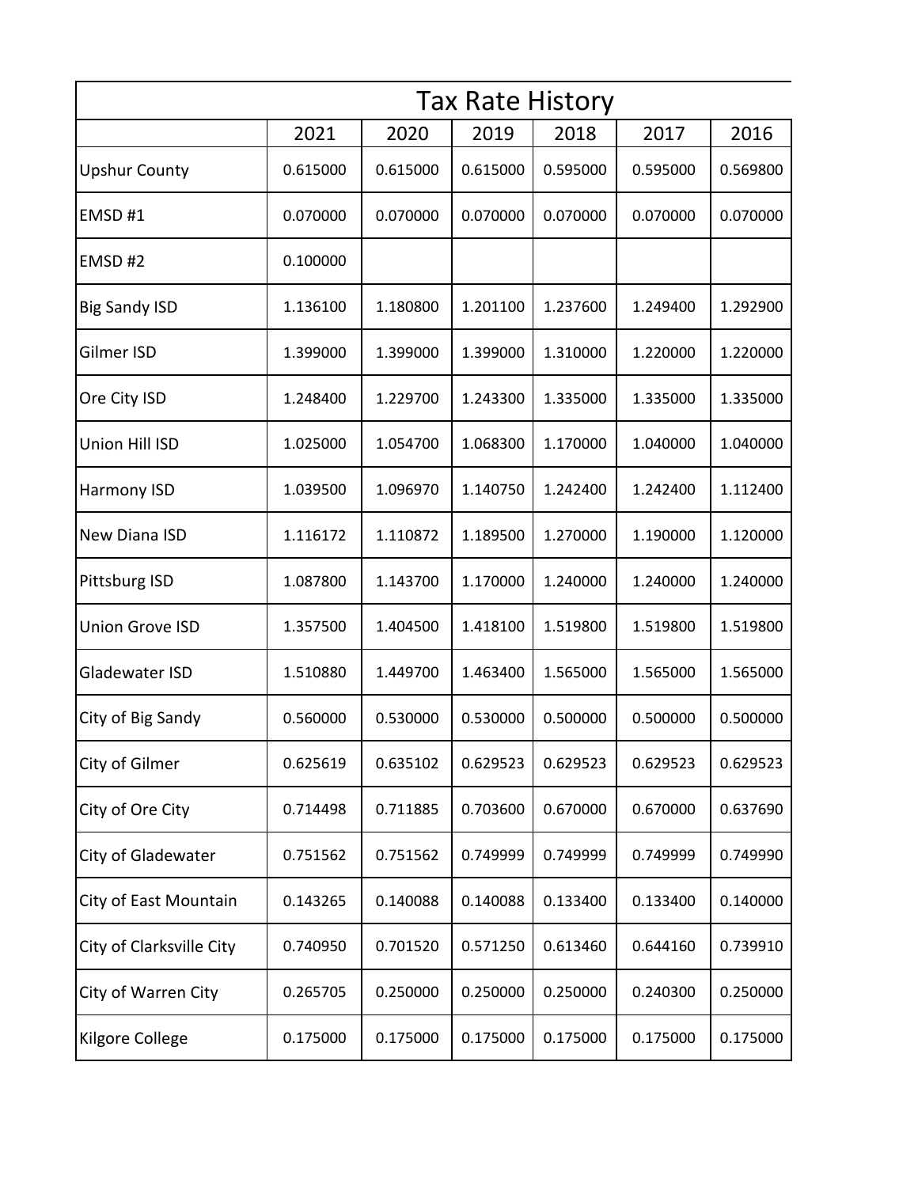# Tax Rate History

| | 2021 | 2020 | 2019 | 2018 | 2017 | 2016 |
|---|---|---|---|---|---|---|
| Upshur County | 0.615000 | 0.615000 | 0.615000 | 0.595000 | 0.595000 | 0.569800 |
| EMSD #1 | 0.070000 | 0.070000 | 0.070000 | 0.070000 | 0.070000 | 0.070000 |
| EMSD #2 | 0.100000 | | | | | |
| Big Sandy ISD | 1.136100 | 1.180800 | 1.201100 | 1.237600 | 1.249400 | 1.292900 |
| Gilmer ISD | 1.399000 | 1.399000 | 1.399000 | 1.310000 | 1.220000 | 1.220000 |
| Ore City ISD | 1.248400 | 1.229700 | 1.243300 | 1.335000 | 1.335000 | 1.335000 |
| Union Hill ISD | 1.025000 | 1.054700 | 1.068300 | 1.170000 | 1.040000 | 1.040000 |
| Harmony ISD | 1.039500 | 1.096970 | 1.140750 | 1.242400 | 1.242400 | 1.112400 |
| New Diana ISD | 1.116172 | 1.110872 | 1.189500 | 1.270000 | 1.190000 | 1.120000 |
| Pittsburg ISD | 1.087800 | 1.143700 | 1.170000 | 1.240000 | 1.240000 | 1.240000 |
| Union Grove ISD | 1.357500 | 1.404500 | 1.418100 | 1.519800 | 1.519800 | 1.519800 |
| Gladewater ISD | 1.510880 | 1.449700 | 1.463400 | 1.565000 | 1.565000 | 1.565000 |
| City of Big Sandy | 0.560000 | 0.530000 | 0.530000 | 0.500000 | 0.500000 | 0.500000 |
| City of Gilmer | 0.625619 | 0.635102 | 0.629523 | 0.629523 | 0.629523 | 0.629523 |
| City of Ore City | 0.714498 | 0.711885 | 0.703600 | 0.670000 | 0.670000 | 0.637690 |
| City of Gladewater | 0.751562 | 0.751562 | 0.749999 | 0.749999 | 0.749999 | 0.749990 |
| City of East Mountain | 0.143265 | 0.140088 | 0.140088 | 0.133400 | 0.133400 | 0.140000 |
| City of Clarksville City | 0.740950 | 0.701520 | 0.571250 | 0.613460 | 0.644160 | 0.739910 |
| City of Warren City | 0.265705 | 0.250000 | 0.250000 | 0.250000 | 0.240300 | 0.250000 |
| Kilgore College | 0.175000 | 0.175000 | 0.175000 | 0.175000 | 0.175000 | 0.175000 |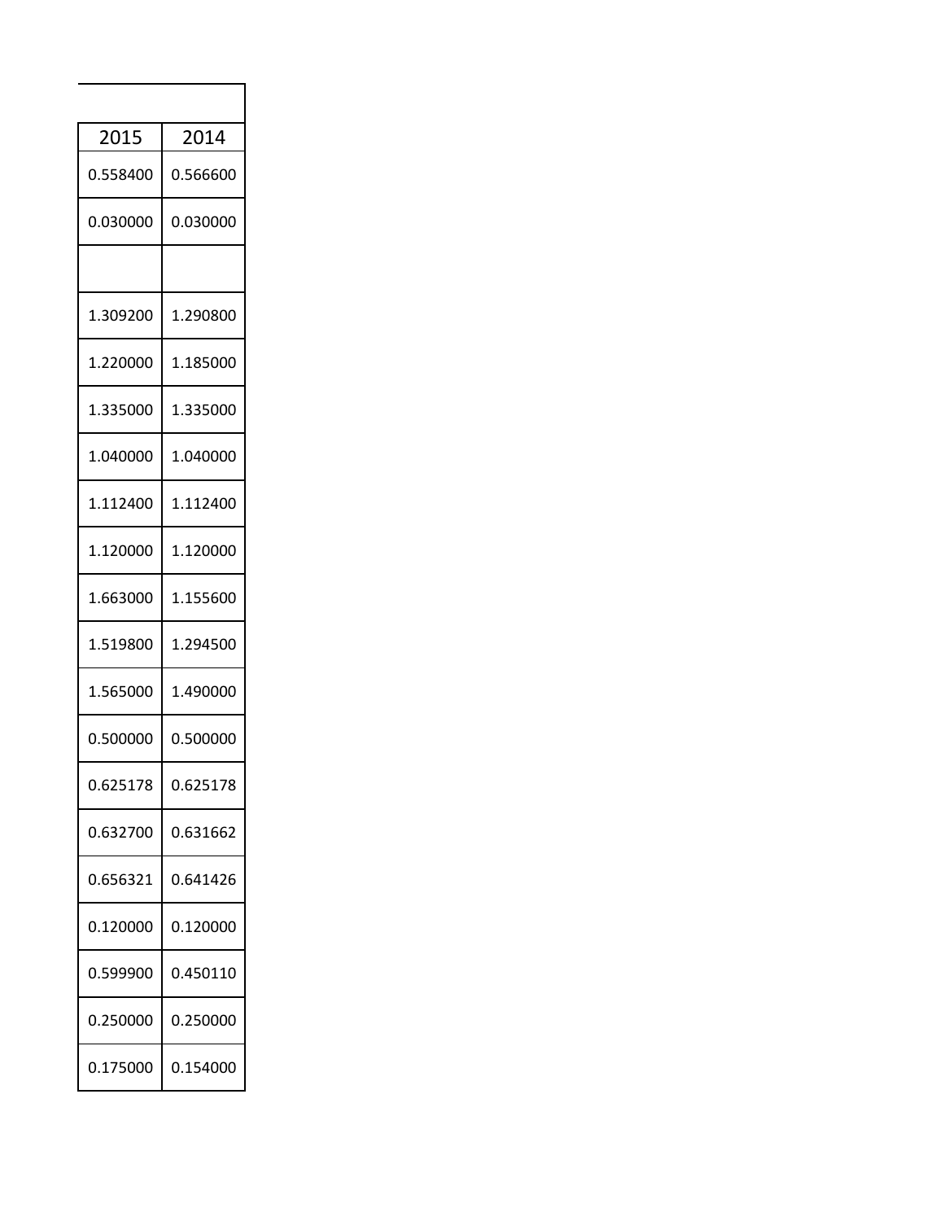| 2015 | 2014 |
|---|---|
| 0.558400 | 0.566600 |
| 0.030000 | 0.030000 |
| | |
| 1.309200 | 1.290800 |
| 1.220000 | 1.185000 |
| 1.335000 | 1.335000 |
| 1.040000 | 1.040000 |
| 1.112400 | 1.112400 |
| 1.120000 | 1.120000 |
| 1.663000 | 1.155600 |
| 1.519800 | 1.294500 |
| 1.565000 | 1.490000 |
| 0.500000 | 0.500000 |
| 0.625178 | 0.625178 |
| 0.632700 | 0.631662 |
| 0.656321 | 0.641426 |
| 0.120000 | 0.120000 |
| 0.599900 | 0.450110 |
| 0.250000 | 0.250000 |
| 0.175000 | 0.154000 |